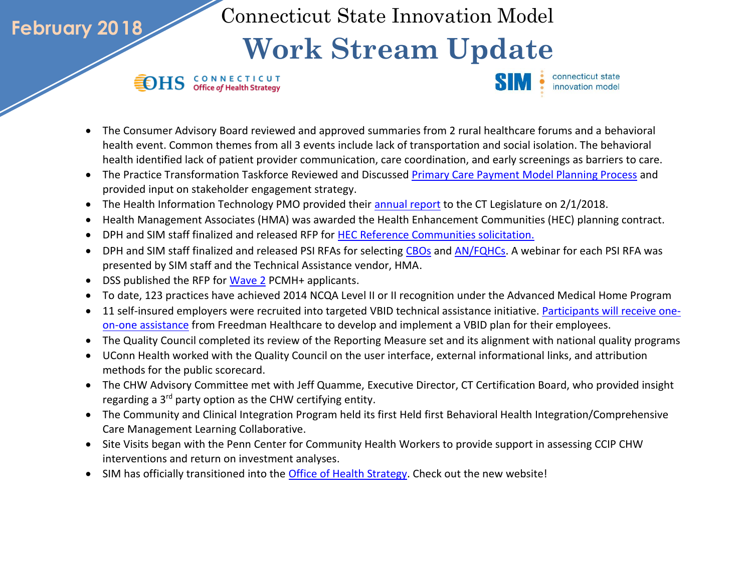**February 2018**

# Connecticut State Innovation Model

# Work Stream Update

OHS CONNECTICUT Office of Health Strategy

SIM connecticut state innovation model

- The Consumer Advisory Board reviewed and approved summaries from 2 rural healthcare forums and a behavioral health event. Common themes from all 3 events include lack of transportation and social isolation. The behavioral health identified lack of patient provider communication, care coordination, and early screenings as barriers to care.
- The Practice Transformation Taskforce Reviewed and Discussed Primary Care Payment Model Planning Process and provided input on stakeholder engagement strategy.
- The Health Information Technology PMO provided their annual report to the CT Legislature on 2/1/2018.
- Health Management Associates (HMA) was awarded the Health Enhancement Communities (HEC) planning contract.
- DPH and SIM staff finalized and released RFP for HEC Reference Communities solicitation.
- DPH and SIM staff finalized and released PSI RFAs for selecting CBOs and AN/FQHCs. A webinar for each PSI RFA was presented by SIM staff and the Technical Assistance vendor, HMA.
- DSS published the RFP for Wave 2 PCMH+ applicants.
- To date, 123 practices have achieved 2014 NCQA Level II or II recognition under the Advanced Medical Home Program
- 11 self-insured employers were recruited into targeted VBID technical assistance initiative. Participants will receive one-on-one assistance from Freedman Healthcare to develop and implement a VBID plan for their employees.
- The Quality Council completed its review of the Reporting Measure set and its alignment with national quality programs
- UConn Health worked with the Quality Council on the user interface, external informational links, and attribution methods for the public scorecard.
- The CHW Advisory Committee met with Jeff Quamme, Executive Director, CT Certification Board, who provided insight regarding a 3rd party option as the CHW certifying entity.
- The Community and Clinical Integration Program held its first Held first Behavioral Health Integration/Comprehensive Care Management Learning Collaborative.
- Site Visits began with the Penn Center for Community Health Workers to provide support in assessing CCIP CHW interventions and return on investment analyses.
- SIM has officially transitioned into the Office of Health Strategy. Check out the new website!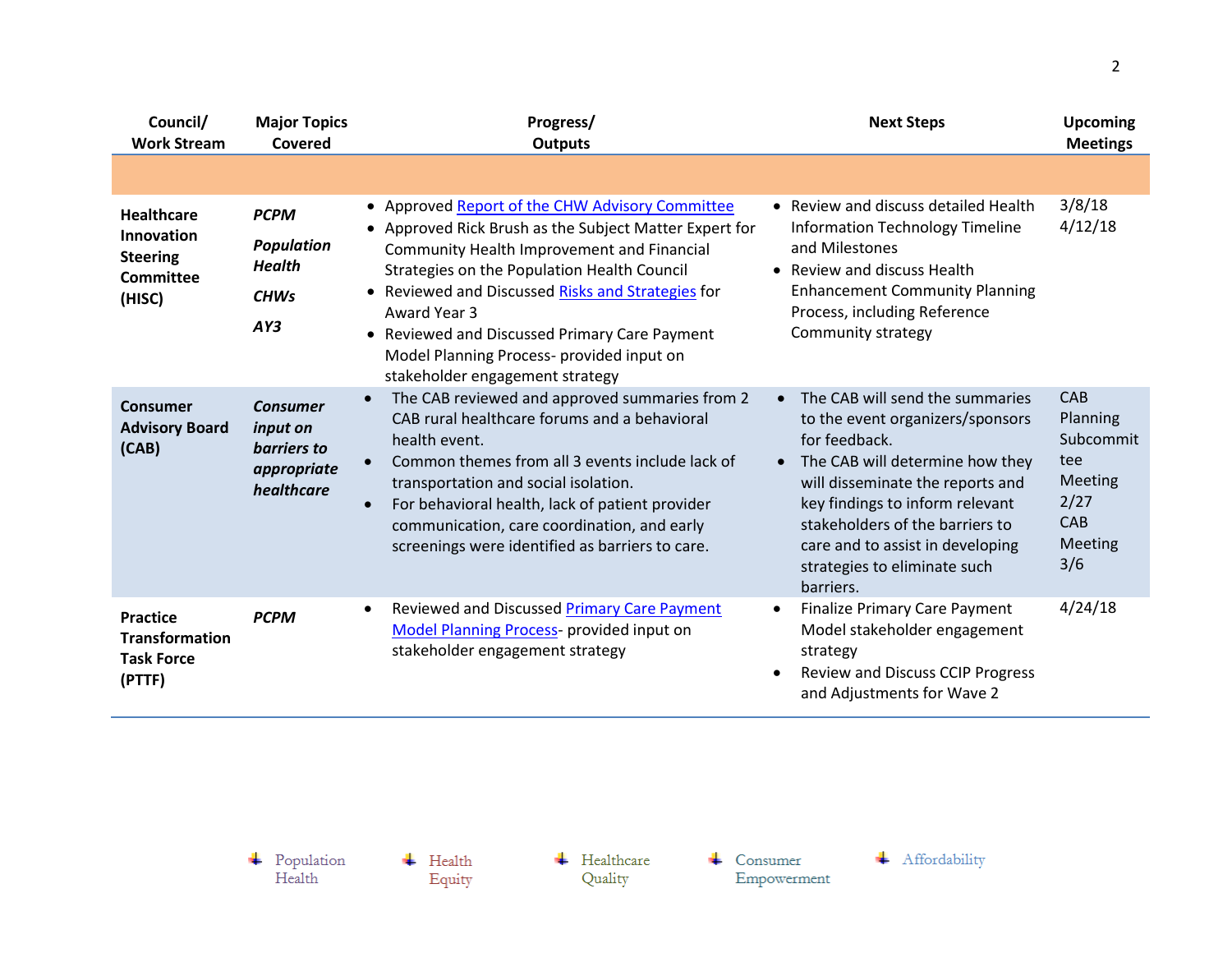| Council/ Work Stream | Major Topics Covered | Progress/ Outputs | Next Steps | Upcoming Meetings |
|---|---|---|---|---|
| | | | | |
| **Healthcare Innovation Steering Committee (HISC)** | ***PCPM*** <br> ***Population Health*** <br> ***CHWs*** <br> ***AY3*** | • Approved Report of the CHW Advisory Committee <br> • Approved Rick Brush as the Subject Matter Expert for Community Health Improvement and Financial Strategies on the Population Health Council <br> • Reviewed and Discussed Risks and Strategies for Award Year 3 <br> • Reviewed and Discussed Primary Care Payment Model Planning Process- provided input on stakeholder engagement strategy | • Review and discuss detailed Health Information Technology Timeline and Milestones <br> • Review and discuss Health Enhancement Community Planning Process, including Reference Community strategy | 3/8/18 <br> 4/12/18 |
| **Consumer Advisory Board (CAB)** | ***Consumer input on barriers to appropriate healthcare*** | • The CAB reviewed and approved summaries from 2 CAB rural healthcare forums and a behavioral health event. <br> • Common themes from all 3 events include lack of transportation and social isolation. <br> • For behavioral health, lack of patient provider communication, care coordination, and early screenings were identified as barriers to care. | • The CAB will send the summaries to the event organizers/sponsors for feedback. <br> • The CAB will determine how they will disseminate the reports and key findings to inform relevant stakeholders of the barriers to care and to assist in developing strategies to eliminate such barriers. | CAB Planning Subcommittee Meeting 2/27 <br> CAB Meeting 3/6 |
| **Practice Transformation Task Force (PTTF)** | ***PCPM*** | • Reviewed and Discussed Primary Care Payment Model Planning Process- provided input on stakeholder engagement strategy | • Finalize Primary Care Payment Model stakeholder engagement strategy <br> • Review and Discuss CCIP Progress and Adjustments for Wave 2 | 4/24/18 |

Population Health | Health Equity | Healthcare Quality | Consumer Empowerment | Affordability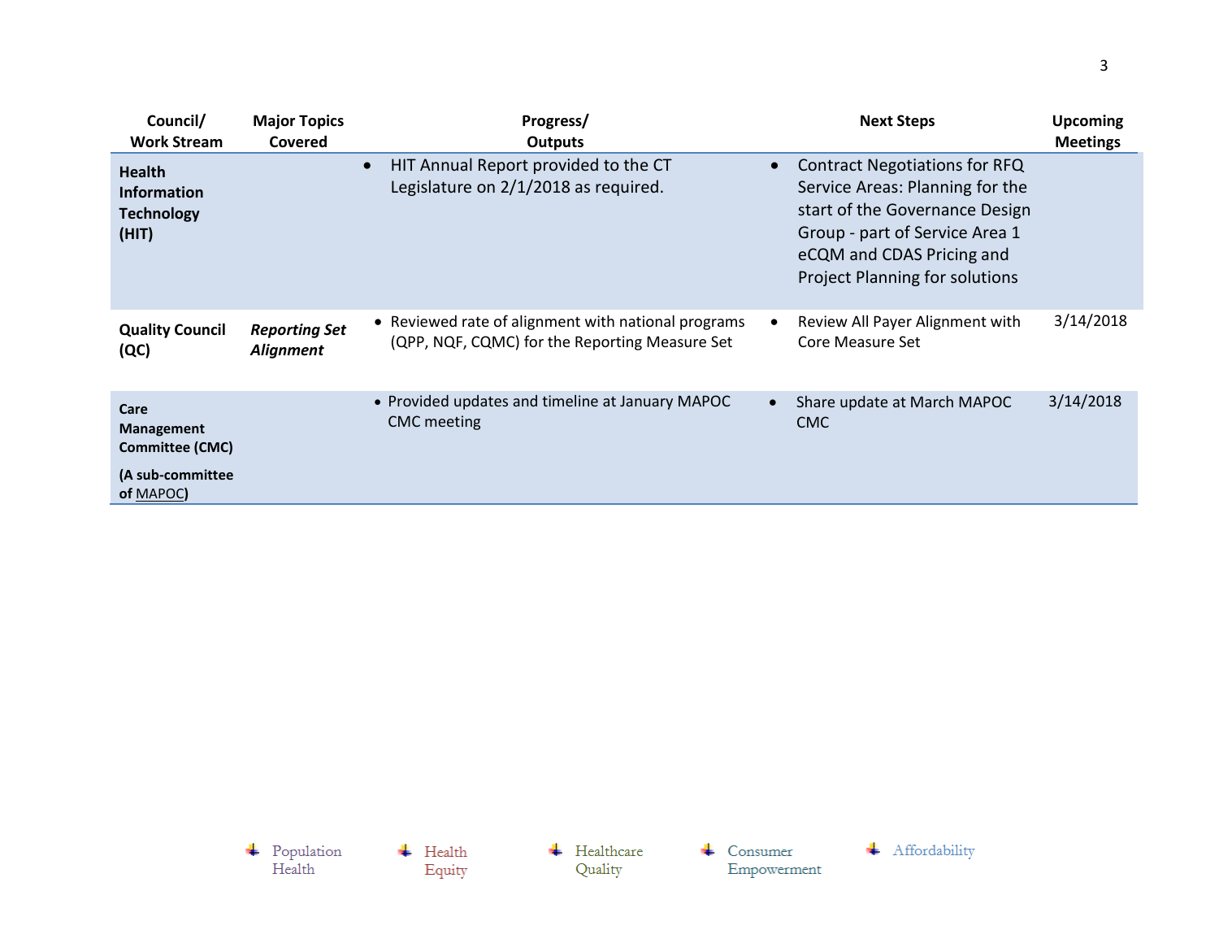| Council/ Work Stream | Major Topics Covered | Progress/ Outputs | Next Steps | Upcoming Meetings |
|---|---|---|---|---|
| **Health Information Technology (HIT)** | | • HIT Annual Report provided to the CT Legislature on 2/1/2018 as required. | • Contract Negotiations for RFQ Service Areas: Planning for the start of the Governance Design Group - part of Service Area 1 eCQM and CDAS Pricing and Project Planning for solutions | |
| **Quality Council (QC)** | ***Reporting Set Alignment*** | • Reviewed rate of alignment with national programs (QPP, NQF, CQMC) for the Reporting Measure Set | • Review All Payer Alignment with Core Measure Set | 3/14/2018 |
| **Care Management Committee (CMC)** **(A sub-committee of MAPOC)** | | • Provided updates and timeline at January MAPOC CMC meeting | • Share update at March MAPOC CMC | 3/14/2018 |

Population Health Health Equity Healthcare Quality Consumer Empowerment Affordability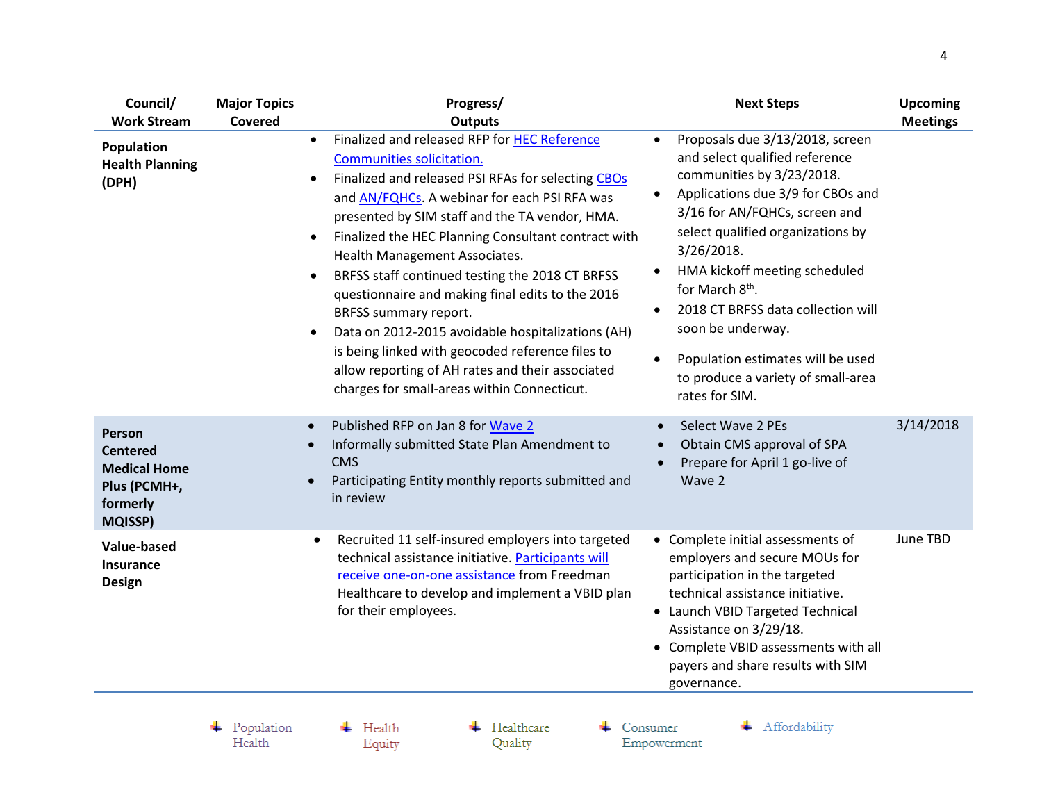| Council/ Work Stream | Major Topics Covered | Progress/ Outputs | Next Steps | Upcoming Meetings |
|---|---|---|---|---|
| **Population Health Planning (DPH)** | | • Finalized and released RFP for HEC Reference Communities solicitation.<br>• Finalized and released PSI RFAs for selecting CBOs and AN/FQHCs. A webinar for each PSI RFA was presented by SIM staff and the TA vendor, HMA.<br>• Finalized the HEC Planning Consultant contract with Health Management Associates.<br>• BRFSS staff continued testing the 2018 CT BRFSS questionnaire and making final edits to the 2016 BRFSS summary report.<br>• Data on 2012-2015 avoidable hospitalizations (AH) is being linked with geocoded reference files to allow reporting of AH rates and their associated charges for small-areas within Connecticut. | • Proposals due 3/13/2018, screen and select qualified reference communities by 3/23/2018.<br>• Applications due 3/9 for CBOs and 3/16 for AN/FQHCs, screen and select qualified organizations by 3/26/2018.<br>• HMA kickoff meeting scheduled for March 8th.<br>• 2018 CT BRFSS data collection will soon be underway.<br>• Population estimates will be used to produce a variety of small-area rates for SIM. | |
| **Person Centered Medical Home Plus (PCMH+, formerly MQISSP)** | | • Published RFP on Jan 8 for Wave 2<br>• Informally submitted State Plan Amendment to CMS<br>• Participating Entity monthly reports submitted and in review | • Select Wave 2 PEs<br>• Obtain CMS approval of SPA<br>• Prepare for April 1 go-live of Wave 2 | 3/14/2018 |
| **Value-based Insurance Design** | | • Recruited 11 self-insured employers into targeted technical assistance initiative. Participants will receive one-on-one assistance from Freedman Healthcare to develop and implement a VBID plan for their employees. | • Complete initial assessments of employers and secure MOUs for participation in the targeted technical assistance initiative.<br>• Launch VBID Targeted Technical Assistance on 3/29/18.<br>• Complete VBID assessments with all payers and share results with SIM governance. | June TBD |

Population Health | Health Equity | Healthcare Quality | Consumer Empowerment | Affordability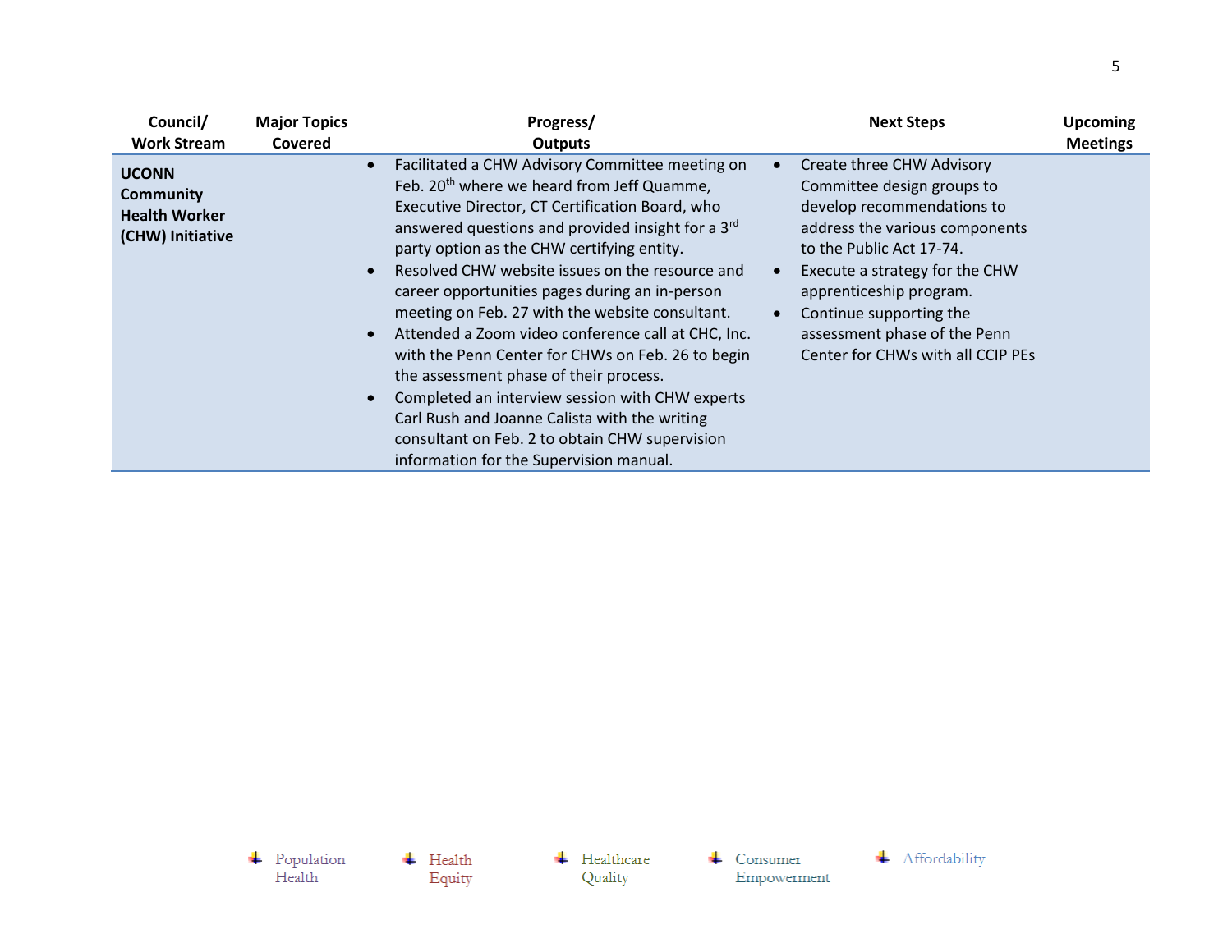| Council/ Work Stream | Major Topics Covered | Progress/ Outputs | Next Steps | Upcoming Meetings |
|---|---|---|---|---|
| **UCONN Community Health Worker (CHW) Initiative** | | • Facilitated a CHW Advisory Committee meeting on Feb. 20th where we heard from Jeff Quamme, Executive Director, CT Certification Board, who answered questions and provided insight for a 3rd party option as the CHW certifying entity.<br>• Resolved CHW website issues on the resource and career opportunities pages during an in-person meeting on Feb. 27 with the website consultant.<br>• Attended a Zoom video conference call at CHC, Inc. with the Penn Center for CHWs on Feb. 26 to begin the assessment phase of their process.<br>• Completed an interview session with CHW experts Carl Rush and Joanne Calista with the writing consultant on Feb. 2 to obtain CHW supervision information for the Supervision manual. | • Create three CHW Advisory Committee design groups to develop recommendations to address the various components to the Public Act 17-74.<br>• Execute a strategy for the CHW apprenticeship program.<br>• Continue supporting the assessment phase of the Penn Center for CHWs with all CCIP PEs | |

Population Health · Health Equity · Healthcare Quality · Consumer Empowerment · Affordability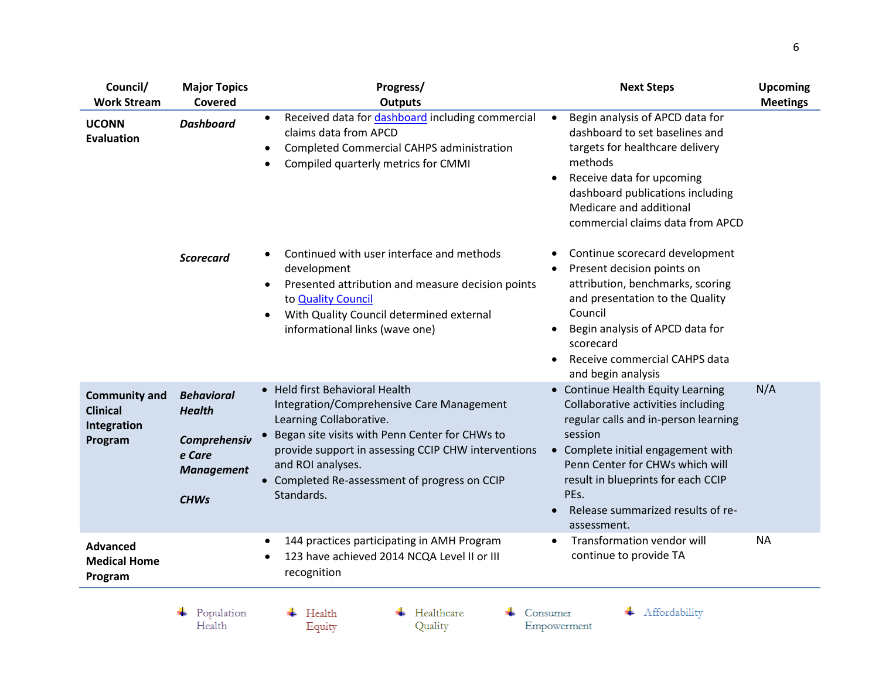| Council/ Work Stream | Major Topics Covered | Progress/ Outputs | Next Steps | Upcoming Meetings |
|---|---|---|---|---|
| **UCONN Evaluation** | ***Dashboard*** | • Received data for dashboard including commercial claims data from APCD<br>• Completed Commercial CAHPS administration<br>• Compiled quarterly metrics for CMMI | • Begin analysis of APCD data for dashboard to set baselines and targets for healthcare delivery methods<br>• Receive data for upcoming dashboard publications including Medicare and additional commercial claims data from APCD | |
| | ***Scorecard*** | • Continued with user interface and methods development<br>• Presented attribution and measure decision points to Quality Council<br>• With Quality Council determined external informational links (wave one) | • Continue scorecard development<br>• Present decision points on attribution, benchmarks, scoring and presentation to the Quality Council<br>• Begin analysis of APCD data for scorecard<br>• Receive commercial CAHPS data and begin analysis | |
| **Community and Clinical Integration Program** | ***Behavioral Health***<br><br>***Comprehensive Care Management***<br><br>***CHWs*** | • Held first Behavioral Health Integration/Comprehensive Care Management Learning Collaborative.<br>• Began site visits with Penn Center for CHWs to provide support in assessing CCIP CHW interventions and ROI analyses.<br>• Completed Re-assessment of progress on CCIP Standards. | • Continue Health Equity Learning Collaborative activities including regular calls and in-person learning session<br>• Complete initial engagement with Penn Center for CHWs which will result in blueprints for each CCIP PEs.<br>• Release summarized results of re-assessment. | N/A |
| **Advanced Medical Home Program** | | • 144 practices participating in AMH Program<br>• 123 have achieved 2014 NCQA Level II or III recognition | • Transformation vendor will continue to provide TA | NA |

Population Health | Health Equity | Healthcare Quality | Consumer Empowerment | Affordability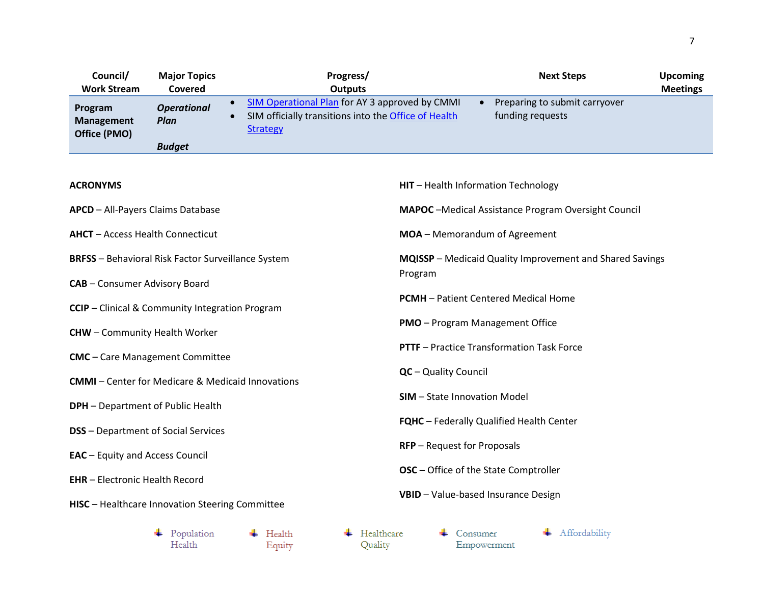| Council/ Work Stream | Major Topics Covered | Progress/ Outputs | Next Steps | Upcoming Meetings |
|---|---|---|---|---|
| **Program Management Office (PMO)** | ***Operational Plan*** <br><br> ***Budget*** | • SIM Operational Plan for AY 3 approved by CMMI <br> • SIM officially transitions into the Office of Health Strategy | • Preparing to submit carryover funding requests | |

**ACRONYMS**

**APCD** – All-Payers Claims Database

**AHCT** – Access Health Connecticut

**BRFSS** – Behavioral Risk Factor Surveillance System

**CAB** – Consumer Advisory Board

**CCIP** – Clinical & Community Integration Program

**CHW** – Community Health Worker

**CMC** – Care Management Committee

**CMMI** – Center for Medicare & Medicaid Innovations

**DPH** – Department of Public Health

**DSS** – Department of Social Services

**EAC** – Equity and Access Council

**EHR** – Electronic Health Record

**HISC** – Healthcare Innovation Steering Committee

**HIT** – Health Information Technology

**MAPOC** –Medical Assistance Program Oversight Council

**MOA** – Memorandum of Agreement

**MQISSP** – Medicaid Quality Improvement and Shared Savings Program

**PCMH** – Patient Centered Medical Home

**PMO** – Program Management Office

**PTTF** – Practice Transformation Task Force

**QC** – Quality Council

**SIM** – State Innovation Model

**FQHC** – Federally Qualified Health Center

**RFP** – Request for Proposals

**OSC** – Office of the State Comptroller

**VBID** – Value-based Insurance Design

Population Health | Health Equity | Healthcare Quality | Consumer Empowerment | Affordability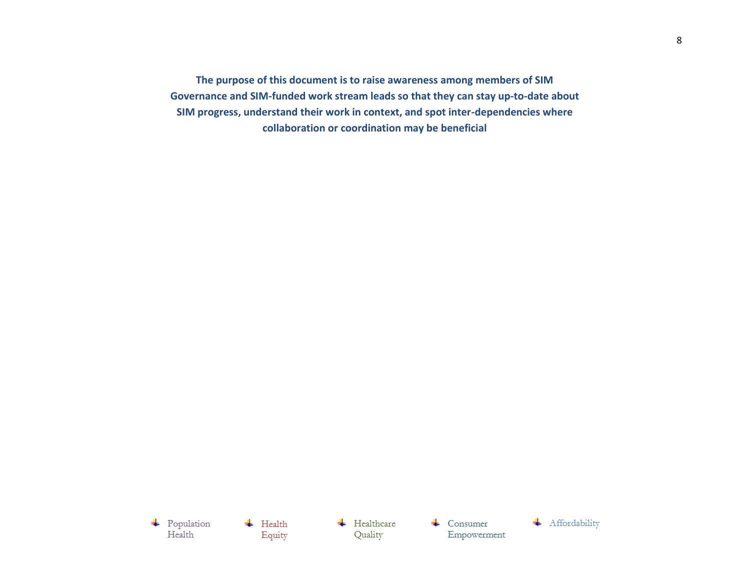**The purpose of this document is to raise awareness among members of SIM Governance and SIM-funded work stream leads so that they can stay up-to-date about SIM progress, understand their work in context, and spot inter-dependencies where collaboration or coordination may be beneficial**

- Population Health
- Health Equity
- Healthcare Quality
- Consumer Empowerment
- Affordability